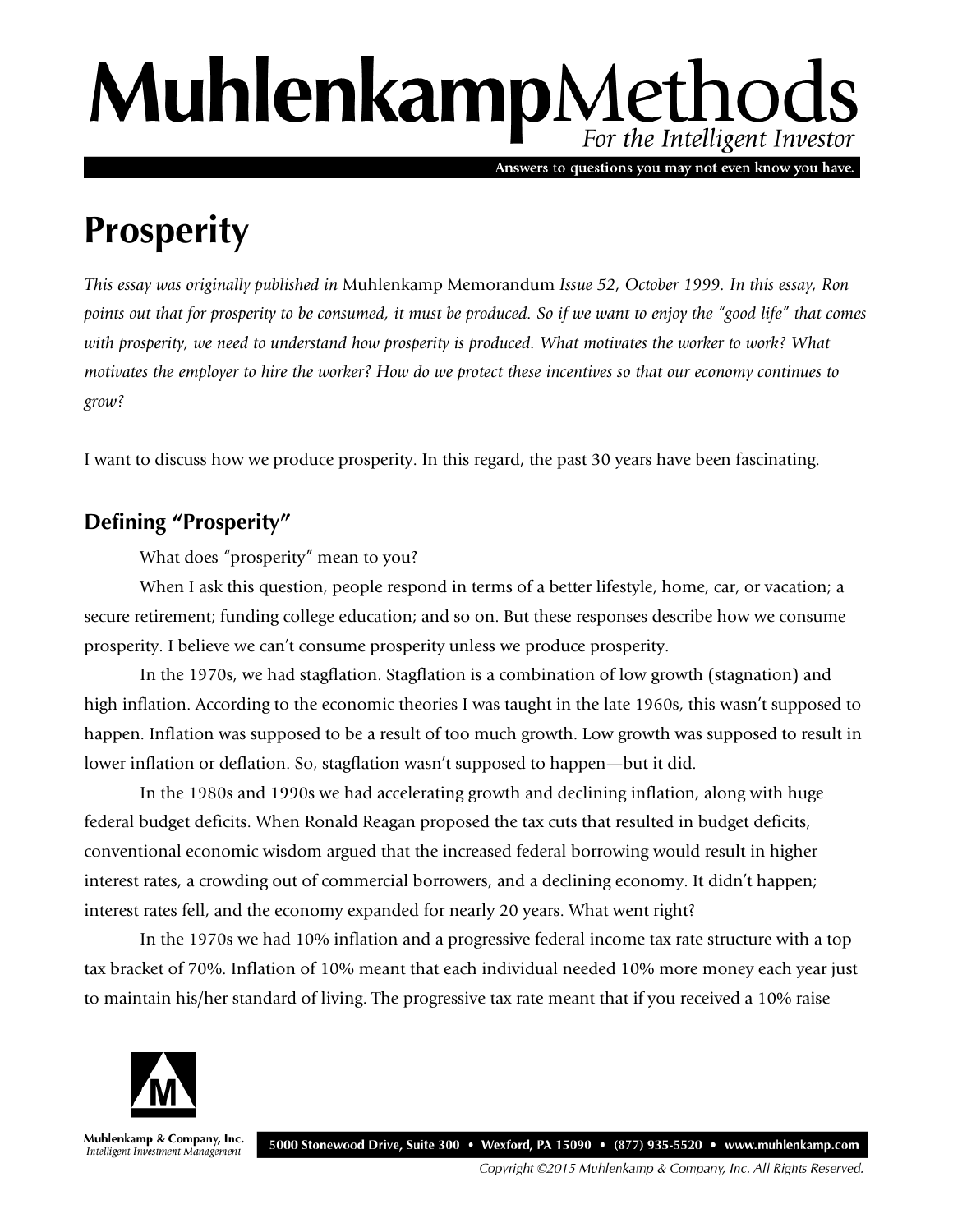# MuhlenkampMethods

*For the Intelligent Investor*

Answers to questions you may not even know you have.

# Prosperity

*This essay was originally published in* Muhlenkamp Memorandum *Issue 52, October 1999. In this essay, Ron points out that for prosperity to be consumed, it must be produced. So if we want to enjoy the "good life" that comes with prosperity, we need to understand how prosperity is produced. What motivates the worker to work? What motivates the employer to hire the worker? How do we protect these incentives so that our economy continues to grow?*

I want to discuss how we produce prosperity. In this regard, the past 30 years have been fascinating.

## Defining "Prosperity"

What does "prosperity" mean to you?

When I ask this question, people respond in terms of a better lifestyle, home, car, or vacation; a secure retirement; funding college education; and so on. But these responses describe how we consume prosperity. I believe we can't consume prosperity unless we produce prosperity.

In the 1970s, we had stagflation. Stagflation is a combination of low growth (stagnation) and high inflation. According to the economic theories I was taught in the late 1960s, this wasn't supposed to happen. Inflation was supposed to be a result of too much growth. Low growth was supposed to result in lower inflation or deflation. So, stagflation wasn't supposed to happen—but it did.

In the 1980s and 1990s we had accelerating growth and declining inflation, along with huge federal budget deficits. When Ronald Reagan proposed the tax cuts that resulted in budget deficits, conventional economic wisdom argued that the increased federal borrowing would result in higher interest rates, a crowding out of commercial borrowers, and a declining economy. It didn't happen; interest rates fell, and the economy expanded for nearly 20 years. What went right?

In the 1970s we had 10% inflation and a progressive federal income tax rate structure with a top tax bracket of 70%. Inflation of 10% meant that each individual needed 10% more money each year just to maintain his/her standard of living. The progressive tax rate meant that if you received a 10% raise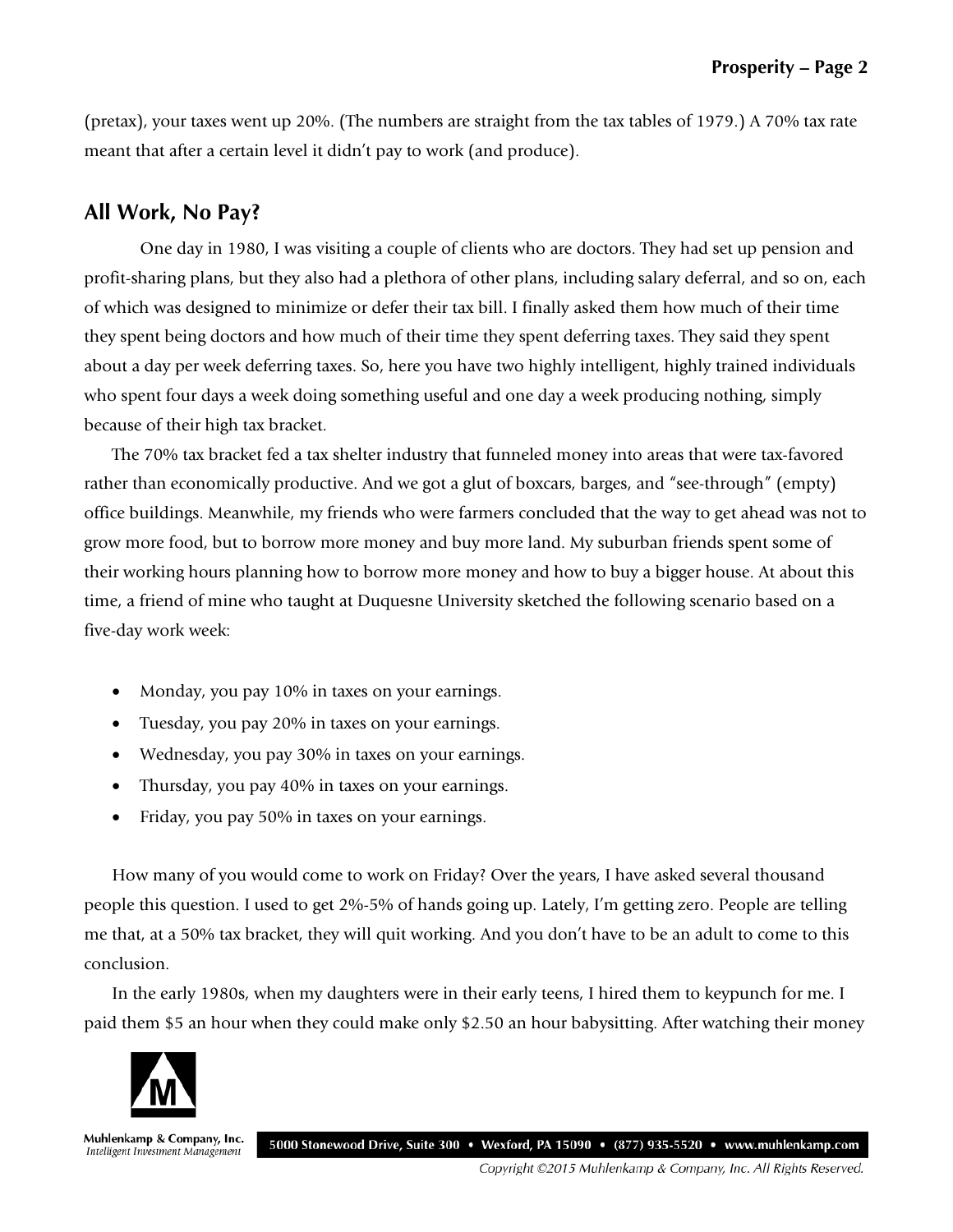(pretax), your taxes went up 20%. (The numbers are straight from the tax tables of 1979.) A 70% tax rate meant that after a certain level it didn't pay to work (and produce).

## All Work, No Pay?

One day in 1980, I was visiting a couple of clients who are doctors. They had set up pension and profit-sharing plans, but they also had a plethora of other plans, including salary deferral, and so on, each of which was designed to minimize or defer their tax bill. I finally asked them how much of their time they spent being doctors and how much of their time they spent deferring taxes. They said they spent about a day per week deferring taxes. So, here you have two highly intelligent, highly trained individuals who spent four days a week doing something useful and one day a week producing nothing, simply because of their high tax bracket.

The 70% tax bracket fed a tax shelter industry that funneled money into areas that were tax-favored rather than economically productive. And we got a glut of boxcars, barges, and "see-through" (empty) office buildings. Meanwhile, my friends who were farmers concluded that the way to get ahead was not to grow more food, but to borrow more money and buy more land. My suburban friends spent some of their working hours planning how to borrow more money and how to buy a bigger house. At about this time, a friend of mine who taught at Duquesne University sketched the following scenario based on a five-day work week:

- Monday, you pay 10% in taxes on your earnings.
- Tuesday, you pay 20% in taxes on your earnings.
- Wednesday, you pay 30% in taxes on your earnings.
- Thursday, you pay 40% in taxes on your earnings.
- Friday, you pay 50% in taxes on your earnings.

How many of you would come to work on Friday? Over the years, I have asked several thousand people this question. I used to get 2%-5% of hands going up. Lately, I'm getting zero. People are telling me that, at a 50% tax bracket, they will quit working. And you don't have to be an adult to come to this conclusion.

In the early 1980s, when my daughters were in their early teens, I hired them to keypunch for me. I paid them $5 an hour when they could make only $2.50 an hour babysitting. After watching their money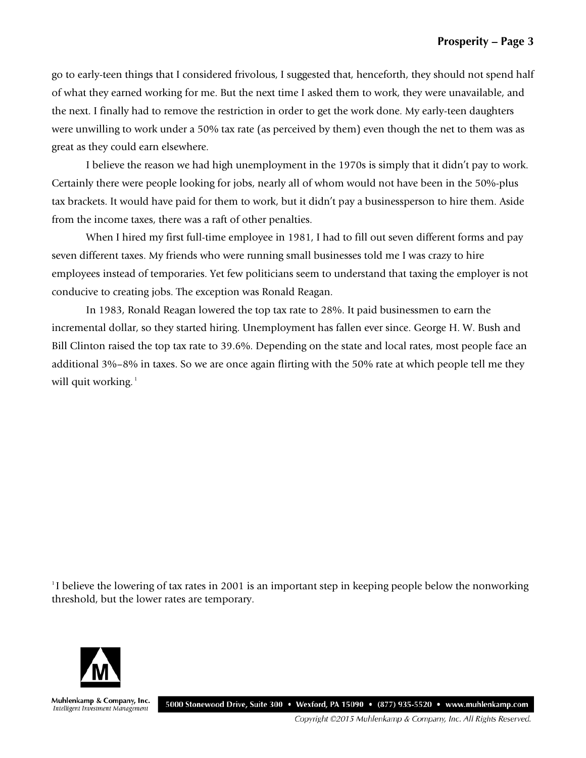go to early-teen things that I considered frivolous, I suggested that, henceforth, they should not spend half of what they earned working for me. But the next time I asked them to work, they were unavailable, and the next. I finally had to remove the restriction in order to get the work done. My early-teen daughters were unwilling to work under a 50% tax rate (as perceived by them) even though the net to them was as great as they could earn elsewhere.

I believe the reason we had high unemployment in the 1970s is simply that it didn't pay to work. Certainly there were people looking for jobs, nearly all of whom would not have been in the 50%-plus tax brackets. It would have paid for them to work, but it didn't pay a businessperson to hire them. Aside from the income taxes, there was a raft of other penalties.

When I hired my first full-time employee in 1981, I had to fill out seven different forms and pay seven different taxes. My friends who were running small businesses told me I was crazy to hire employees instead of temporaries. Yet few politicians seem to understand that taxing the employer is not conducive to creating jobs. The exception was Ronald Reagan.

In 1983, Ronald Reagan lowered the top tax rate to 28%. It paid businessmen to earn the incremental dollar, so they started hiring. Unemployment has fallen ever since. George H. W. Bush and Bill Clinton raised the top tax rate to 39.6%. Depending on the state and local rates, most people face an additional 3%–8% in taxes. So we are once again flirting with the 50% rate at which people tell me they will quit working.[1]

[1] I believe the lowering of tax rates in 2001 is an important step in keeping people below the nonworking threshold, but the lower rates are temporary.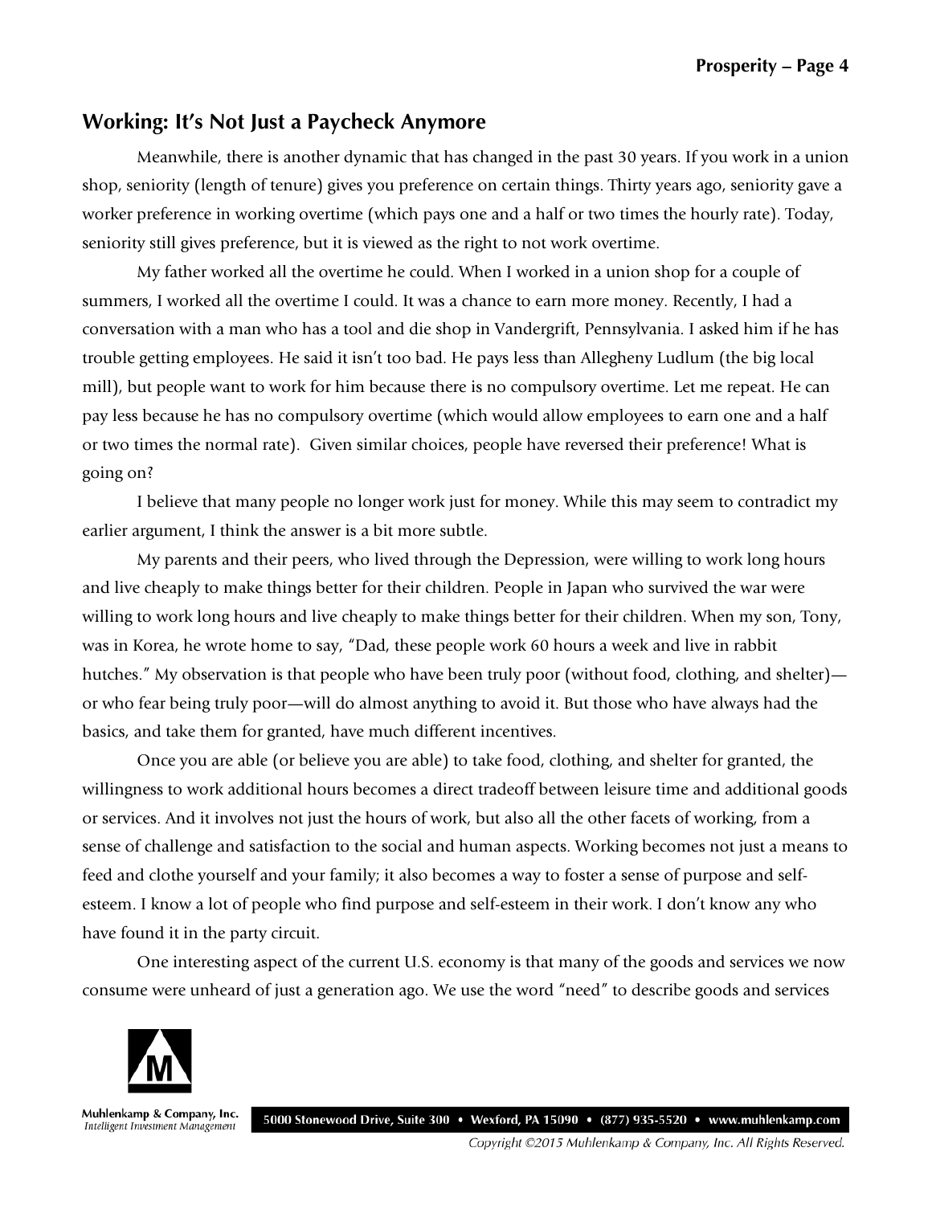## Working: It's Not Just a Paycheck Anymore

Meanwhile, there is another dynamic that has changed in the past 30 years. If you work in a union shop, seniority (length of tenure) gives you preference on certain things. Thirty years ago, seniority gave a worker preference in working overtime (which pays one and a half or two times the hourly rate). Today, seniority still gives preference, but it is viewed as the right to not work overtime.

My father worked all the overtime he could. When I worked in a union shop for a couple of summers, I worked all the overtime I could. It was a chance to earn more money. Recently, I had a conversation with a man who has a tool and die shop in Vandergrift, Pennsylvania. I asked him if he has trouble getting employees. He said it isn't too bad. He pays less than Allegheny Ludlum (the big local mill), but people want to work for him because there is no compulsory overtime. Let me repeat. He can pay less because he has no compulsory overtime (which would allow employees to earn one and a half or two times the normal rate). Given similar choices, people have reversed their preference! What is going on?

I believe that many people no longer work just for money. While this may seem to contradict my earlier argument, I think the answer is a bit more subtle.

My parents and their peers, who lived through the Depression, were willing to work long hours and live cheaply to make things better for their children. People in Japan who survived the war were willing to work long hours and live cheaply to make things better for their children. When my son, Tony, was in Korea, he wrote home to say, "Dad, these people work 60 hours a week and live in rabbit hutches." My observation is that people who have been truly poor (without food, clothing, and shelter)—or who fear being truly poor—will do almost anything to avoid it. But those who have always had the basics, and take them for granted, have much different incentives.

Once you are able (or believe you are able) to take food, clothing, and shelter for granted, the willingness to work additional hours becomes a direct tradeoff between leisure time and additional goods or services. And it involves not just the hours of work, but also all the other facets of working, from a sense of challenge and satisfaction to the social and human aspects. Working becomes not just a means to feed and clothe yourself and your family; it also becomes a way to foster a sense of purpose and self-esteem. I know a lot of people who find purpose and self-esteem in their work. I don't know any who have found it in the party circuit.

One interesting aspect of the current U.S. economy is that many of the goods and services we now consume were unheard of just a generation ago. We use the word "need" to describe goods and services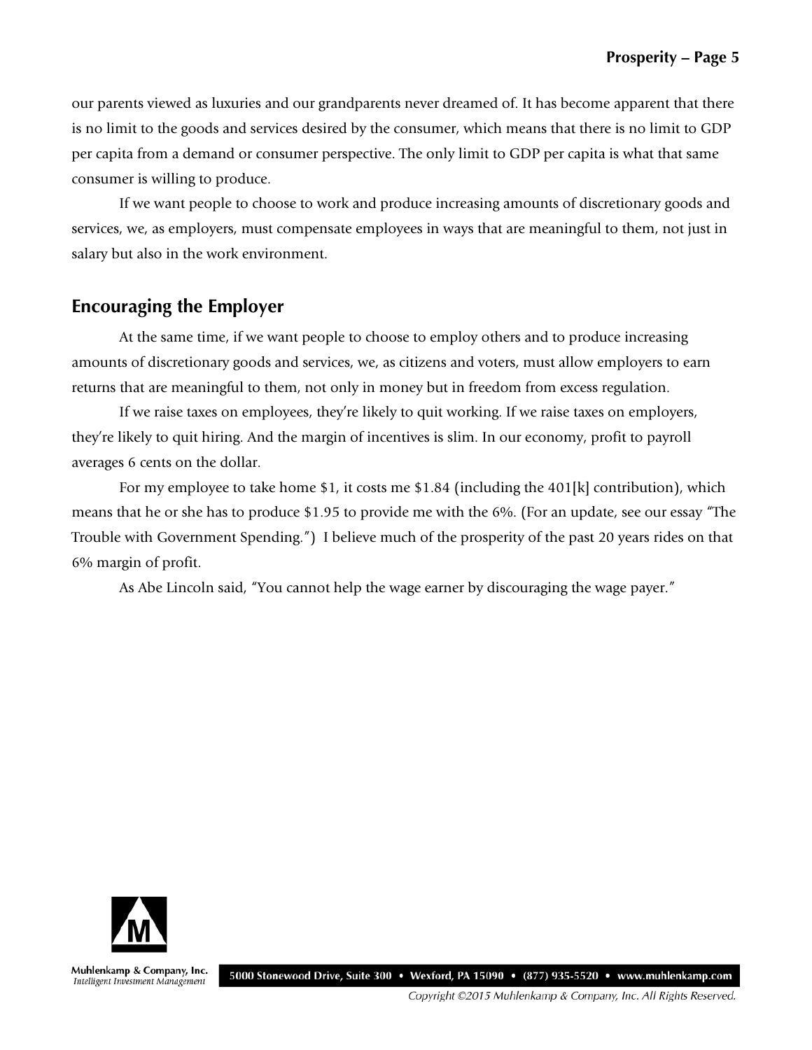our parents viewed as luxuries and our grandparents never dreamed of. It has become apparent that there is no limit to the goods and services desired by the consumer, which means that there is no limit to GDP per capita from a demand or consumer perspective. The only limit to GDP per capita is what that same consumer is willing to produce.

If we want people to choose to work and produce increasing amounts of discretionary goods and services, we, as employers, must compensate employees in ways that are meaningful to them, not just in salary but also in the work environment.

## Encouraging the Employer

At the same time, if we want people to choose to employ others and to produce increasing amounts of discretionary goods and services, we, as citizens and voters, must allow employers to earn returns that are meaningful to them, not only in money but in freedom from excess regulation.

If we raise taxes on employees, they're likely to quit working. If we raise taxes on employers, they're likely to quit hiring. And the margin of incentives is slim. In our economy, profit to payroll averages 6 cents on the dollar.

For my employee to take home $1, it costs me $1.84 (including the 401[k] contribution), which means that he or she has to produce $1.95 to provide me with the 6%. (For an update, see our essay "The Trouble with Government Spending.") I believe much of the prosperity of the past 20 years rides on that 6% margin of profit.

As Abe Lincoln said, "You cannot help the wage earner by discouraging the wage payer."